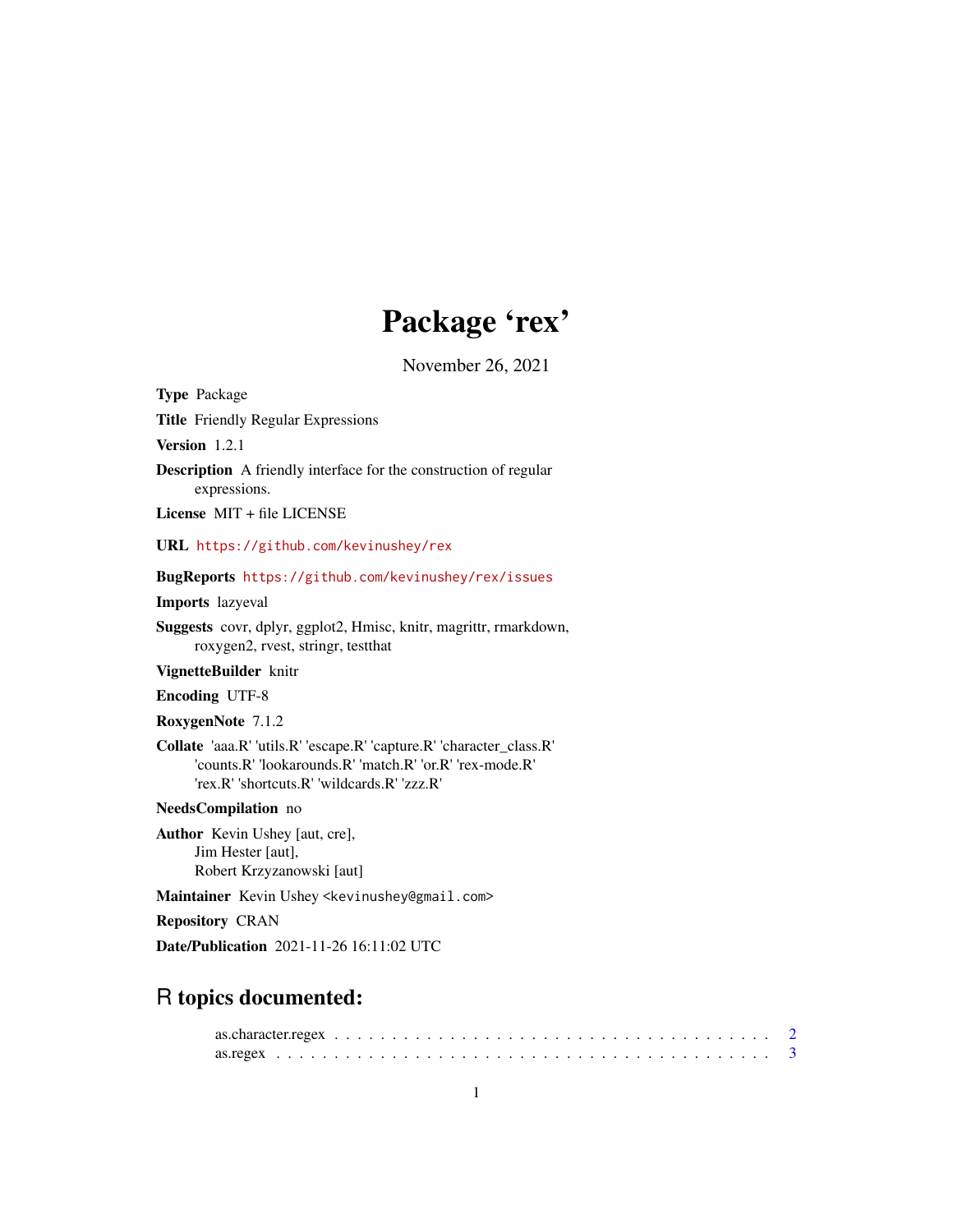# Package 'rex'

November 26, 2021

**Type** Package

**Title** Friendly Regular Expressions

**Version** 1.2.1

**Description** A friendly interface for the construction of regular expressions.

**License** MIT + file LICENSE

**URL** https://github.com/kevinushey/rex

**BugReports** https://github.com/kevinushey/rex/issues

**Imports** lazyeval

**Suggests** covr, dplyr, ggplot2, Hmisc, knitr, magrittr, rmarkdown, roxygen2, rvest, stringr, testthat

**VignetteBuilder** knitr

**Encoding** UTF-8

**RoxygenNote** 7.1.2

**Collate** 'aaa.R' 'utils.R' 'escape.R' 'capture.R' 'character_class.R' 'counts.R' 'lookarounds.R' 'match.R' 'or.R' 'rex-mode.R' 'rex.R' 'shortcuts.R' 'wildcards.R' 'zzz.R'

**NeedsCompilation** no

**Author** Kevin Ushey [aut, cre],
Jim Hester [aut],
Robert Krzyzanowski [aut]

**Maintainer** Kevin Ushey <kevinushey@gmail.com>

**Repository** CRAN

**Date/Publication** 2021-11-26 16:11:02 UTC

## R topics documented:

as.character.regex . . . . . . . . . . . . . . . . . . . . . . . . . . . . . . . . . . . . 2
as.regex . . . . . . . . . . . . . . . . . . . . . . . . . . . . . . . . . . . . . . . . . . 3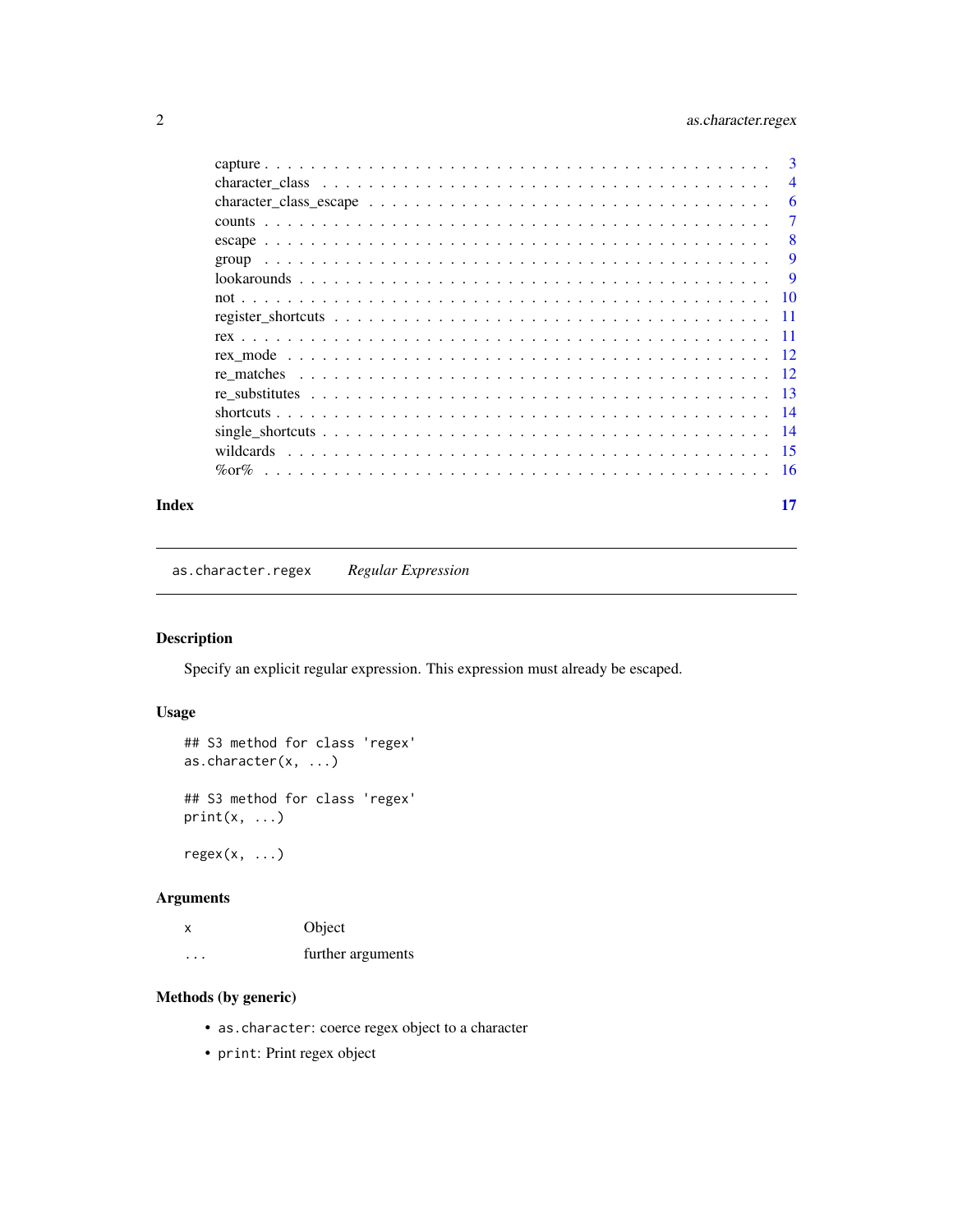capture . . . . . . . . . . . . . . . . . . . . . . . . . . . . . . . . . . . . . . . 3
character_class . . . . . . . . . . . . . . . . . . . . . . . . . . . . . . . . . . . . 4
character_class_escape . . . . . . . . . . . . . . . . . . . . . . . . . . . . . . . . 6
counts . . . . . . . . . . . . . . . . . . . . . . . . . . . . . . . . . . . . . . . . 7
escape . . . . . . . . . . . . . . . . . . . . . . . . . . . . . . . . . . . . . . . . 8
group . . . . . . . . . . . . . . . . . . . . . . . . . . . . . . . . . . . . . . . . . 9
lookarounds . . . . . . . . . . . . . . . . . . . . . . . . . . . . . . . . . . . . . . 9
not . . . . . . . . . . . . . . . . . . . . . . . . . . . . . . . . . . . . . . . . . . 10
register_shortcuts . . . . . . . . . . . . . . . . . . . . . . . . . . . . . . . . . . 11
rex . . . . . . . . . . . . . . . . . . . . . . . . . . . . . . . . . . . . . . . . . . 11
rex_mode . . . . . . . . . . . . . . . . . . . . . . . . . . . . . . . . . . . . . . . 12
re_matches . . . . . . . . . . . . . . . . . . . . . . . . . . . . . . . . . . . . . . 12
re_substitutes . . . . . . . . . . . . . . . . . . . . . . . . . . . . . . . . . . . . 13
shortcuts . . . . . . . . . . . . . . . . . . . . . . . . . . . . . . . . . . . . . . . 14
single_shortcuts . . . . . . . . . . . . . . . . . . . . . . . . . . . . . . . . . . . 14
wildcards . . . . . . . . . . . . . . . . . . . . . . . . . . . . . . . . . . . . . . . 15
%or% . . . . . . . . . . . . . . . . . . . . . . . . . . . . . . . . . . . . . . . . . 16

**Index** **17**

---

`as.character.regex` *Regular Expression*

---

## Description

Specify an explicit regular expression. This expression must already be escaped.

## Usage

```
## S3 method for class 'regex'
as.character(x, ...)

## S3 method for class 'regex'
print(x, ...)

regex(x, ...)
```

## Arguments

| | |
|---|---|
| x | Object |
| ... | further arguments |

## Methods (by generic)

- `as.character`: coerce regex object to a character
- `print`: Print regex object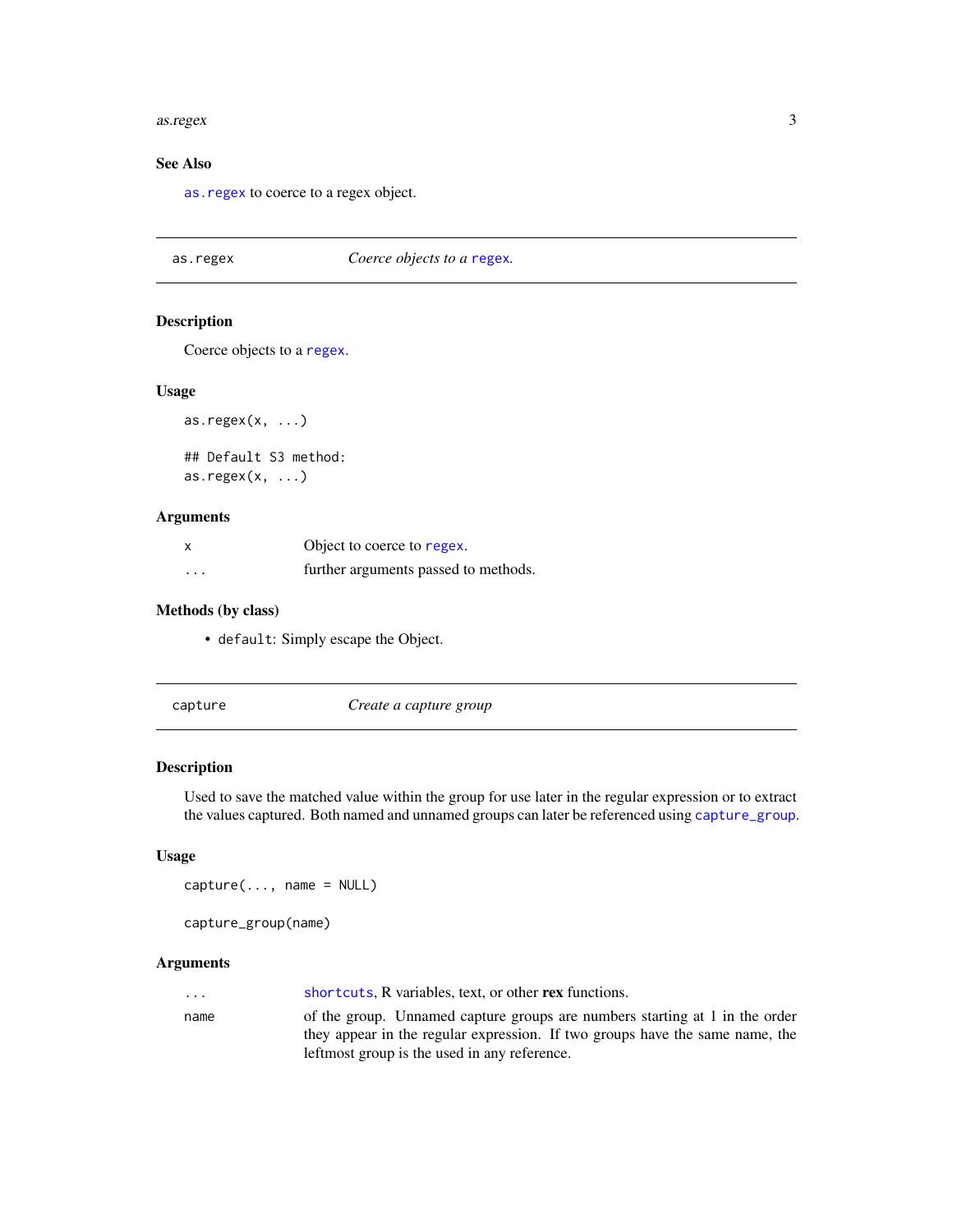### See Also

`as.regex` to coerce to a regex object.

---

## as.regex — *Coerce objects to a `regex`.*

### Description

Coerce objects to a `regex`.

### Usage

```
as.regex(x, ...)

## Default S3 method:
as.regex(x, ...)
```

### Arguments

| | |
|---|---|
| `x` | Object to coerce to `regex`. |
| `...` | further arguments passed to methods. |

### Methods (by class)

- `default`: Simply escape the Object.

---

## capture — *Create a capture group*

### Description

Used to save the matched value within the group for use later in the regular expression or to extract the values captured. Both named and unnamed groups can later be referenced using `capture_group`.

### Usage

```
capture(..., name = NULL)

capture_group(name)
```

### Arguments

| | |
|---|---|
| `...` | `shortcuts`, R variables, text, or other **rex** functions. |
| `name` | of the group. Unnamed capture groups are numbers starting at 1 in the order they appear in the regular expression. If two groups have the same name, the leftmost group is the used in any reference. |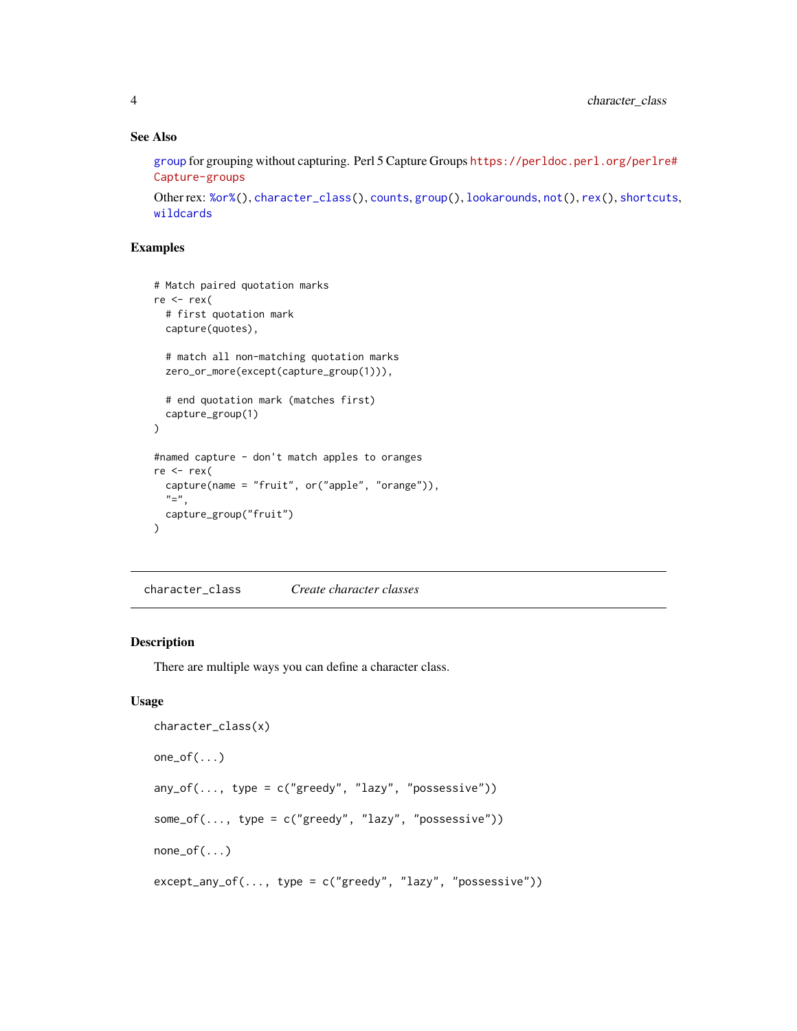### See Also

group for grouping without capturing. Perl 5 Capture Groups https://perldoc.perl.org/perlre#Capture-groups

Other rex: %or%(), character_class(), counts, group(), lookarounds, not(), rex(), shortcuts, wildcards

### Examples

```
# Match paired quotation marks
re <- rex(
  # first quotation mark
  capture(quotes),

  # match all non-matching quotation marks
  zero_or_more(except(capture_group(1))),

  # end quotation mark (matches first)
  capture_group(1)
)

#named capture - don't match apples to oranges
re <- rex(
  capture(name = "fruit", or("apple", "orange")),
  "=",
  capture_group("fruit")
)
```

---

## character_class &nbsp;&nbsp;&nbsp; *Create character classes*

---

### Description

There are multiple ways you can define a character class.

### Usage

```
character_class(x)

one_of(...)

any_of(..., type = c("greedy", "lazy", "possessive"))

some_of(..., type = c("greedy", "lazy", "possessive"))

none_of(...)

except_any_of(..., type = c("greedy", "lazy", "possessive"))
```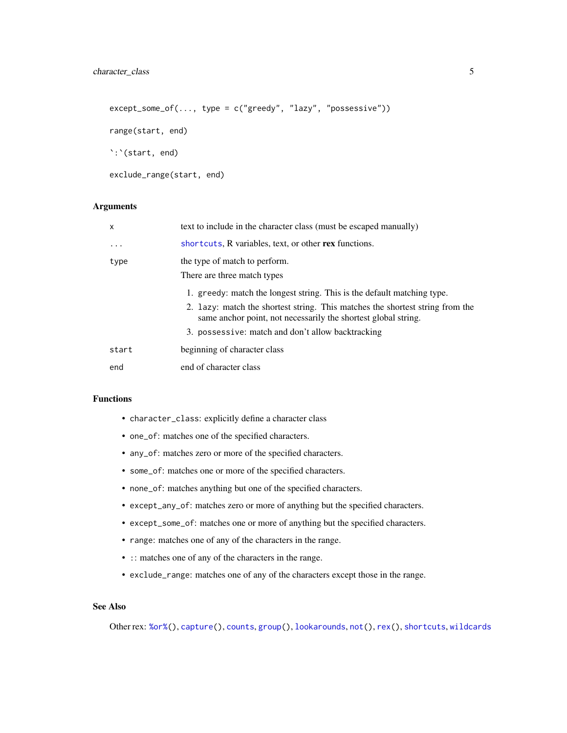```
except_some_of(..., type = c("greedy", "lazy", "possessive"))

range(start, end)

`:`(start, end)

exclude_range(start, end)
```

### Arguments

| | |
|---|---|
| `x` | text to include in the character class (must be escaped manually) |
| `...` | `shortcuts`, R variables, text, or other **rex** functions. |
| `type` | the type of match to perform. There are three match types 1. `greedy`: match the longest string. This is the default matching type. 2. `lazy`: match the shortest string. This matches the shortest string from the same anchor point, not necessarily the shortest global string. 3. `possessive`: match and don't allow backtracking |
| `start` | beginning of character class |
| `end` | end of character class |

### Functions

- `character_class`: explicitly define a character class
- `one_of`: matches one of the specified characters.
- `any_of`: matches zero or more of the specified characters.
- `some_of`: matches one or more of the specified characters.
- `none_of`: matches anything but one of the specified characters.
- `except_any_of`: matches zero or more of anything but the specified characters.
- `except_some_of`: matches one or more of anything but the specified characters.
- `range`: matches one of any of the characters in the range.
- `:`: matches one of any of the characters in the range.
- `exclude_range`: matches one of any of the characters except those in the range.

### See Also

Other rex: `%or%()`, `capture()`, `counts`, `group()`, `lookarounds`, `not()`, `rex()`, `shortcuts`, `wildcards`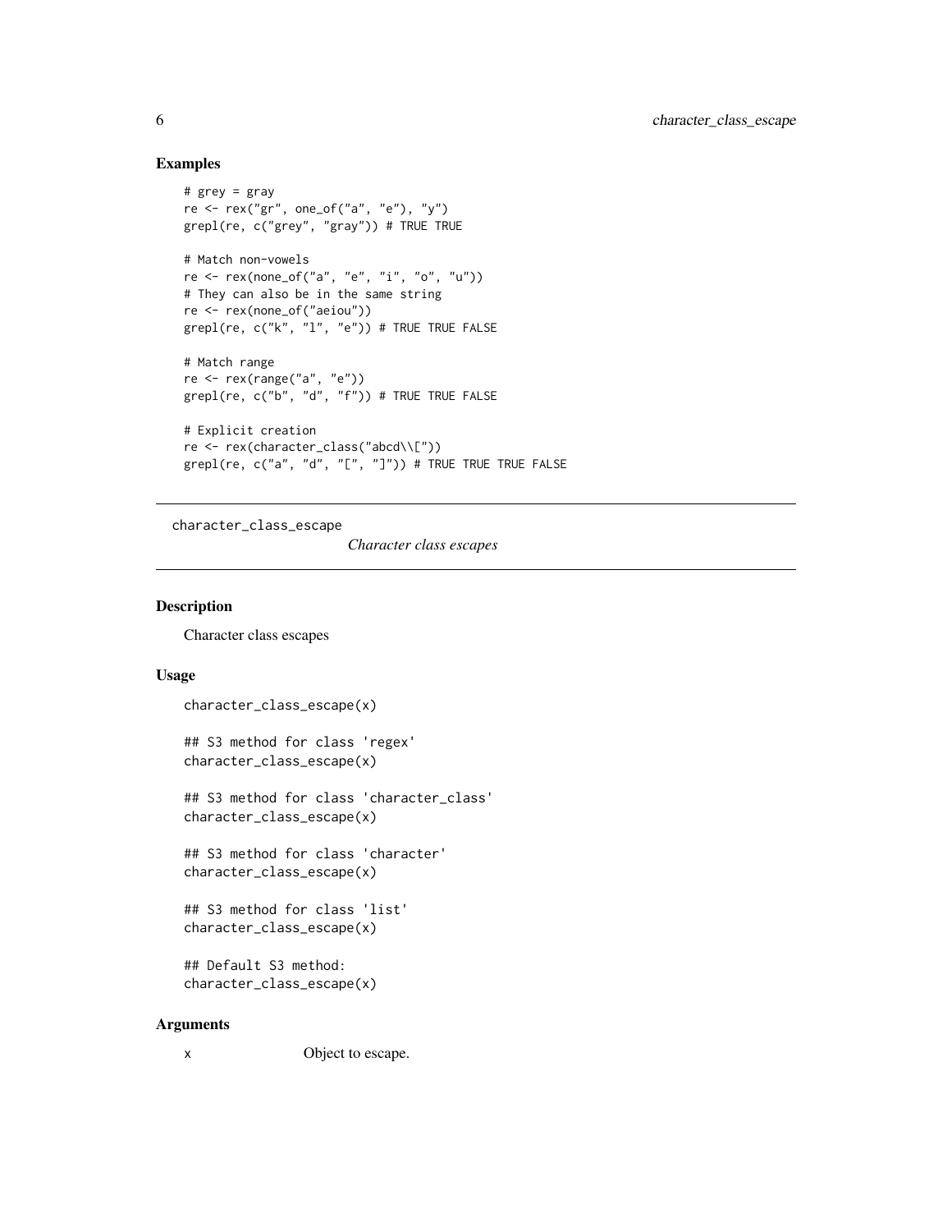## Examples

```
# grey = gray
re <- rex("gr", one_of("a", "e"), "y")
grepl(re, c("grey", "gray")) # TRUE TRUE

# Match non-vowels
re <- rex(none_of("a", "e", "i", "o", "u"))
# They can also be in the same string
re <- rex(none_of("aeiou"))
grepl(re, c("k", "l", "e")) # TRUE TRUE FALSE

# Match range
re <- rex(range("a", "e"))
grepl(re, c("b", "d", "f")) # TRUE TRUE FALSE

# Explicit creation
re <- rex(character_class("abcd\\["))
grepl(re, c("a", "d", "[", "]")) # TRUE TRUE TRUE FALSE
```

---

# character_class_escape    *Character class escapes*

---

## Description

Character class escapes

## Usage

```
character_class_escape(x)

## S3 method for class 'regex'
character_class_escape(x)

## S3 method for class 'character_class'
character_class_escape(x)

## S3 method for class 'character'
character_class_escape(x)

## S3 method for class 'list'
character_class_escape(x)

## Default S3 method:
character_class_escape(x)
```

## Arguments

| | |
|---|---|
| x | Object to escape. |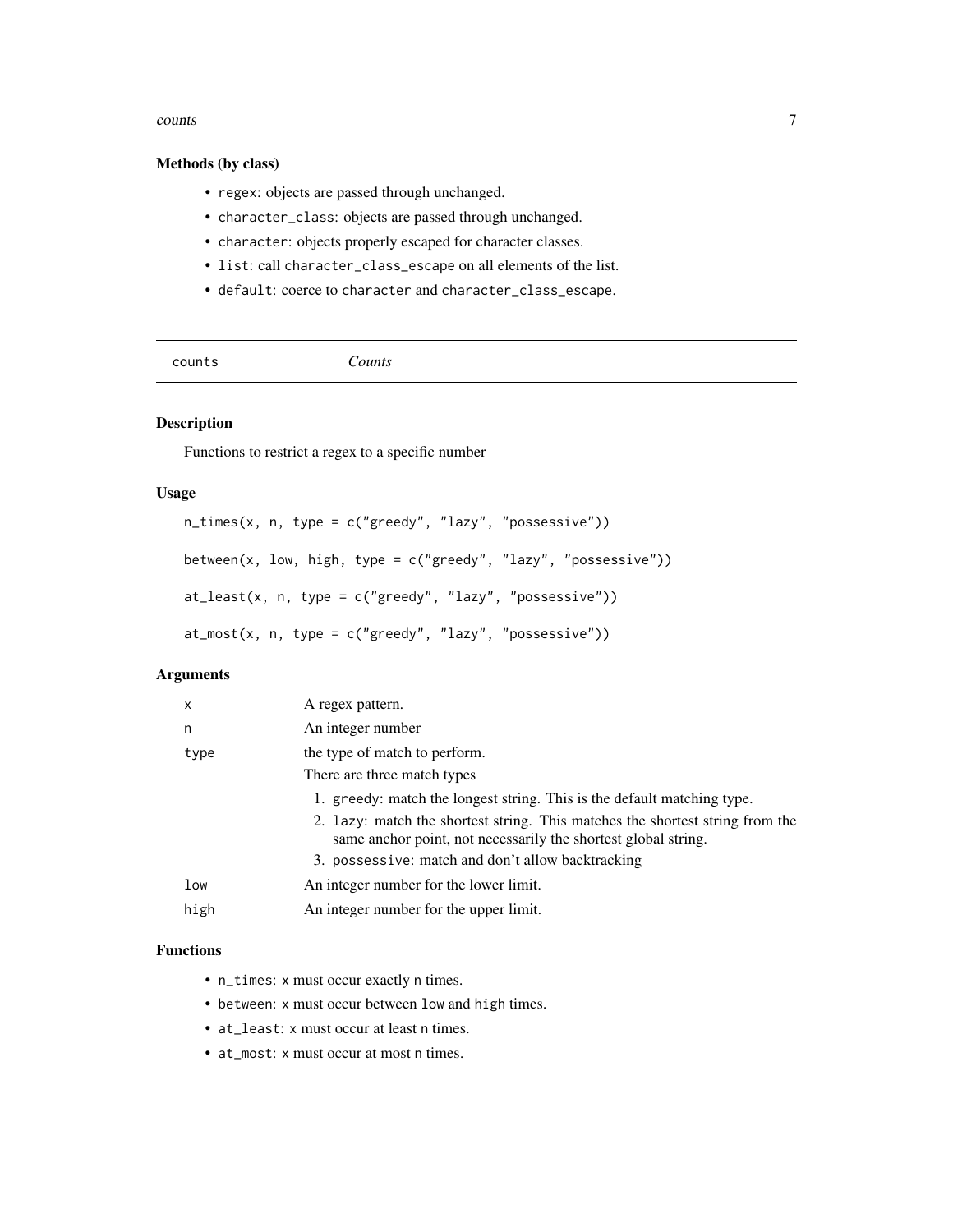### Methods (by class)

- `regex`: objects are passed through unchanged.
- `character_class`: objects are passed through unchanged.
- `character`: objects properly escaped for character classes.
- `list`: call `character_class_escape` on all elements of the list.
- `default`: coerce to `character` and `character_class_escape`.

---

## counts — *Counts*

---

### Description

Functions to restrict a regex to a specific number

### Usage

```
n_times(x, n, type = c("greedy", "lazy", "possessive"))

between(x, low, high, type = c("greedy", "lazy", "possessive"))

at_least(x, n, type = c("greedy", "lazy", "possessive"))

at_most(x, n, type = c("greedy", "lazy", "possessive"))
```

### Arguments

| | |
|---|---|
| `x` | A regex pattern. |
| `n` | An integer number |
| `type` | the type of match to perform. There are three match types: 1. `greedy`: match the longest string. This is the default matching type. 2. `lazy`: match the shortest string. This matches the shortest string from the same anchor point, not necessarily the shortest global string. 3. `possessive`: match and don't allow backtracking |
| `low` | An integer number for the lower limit. |
| `high` | An integer number for the upper limit. |

### Functions

- `n_times`: `x` must occur exactly `n` times.
- `between`: `x` must occur between `low` and `high` times.
- `at_least`: `x` must occur at least `n` times.
- `at_most`: `x` must occur at most `n` times.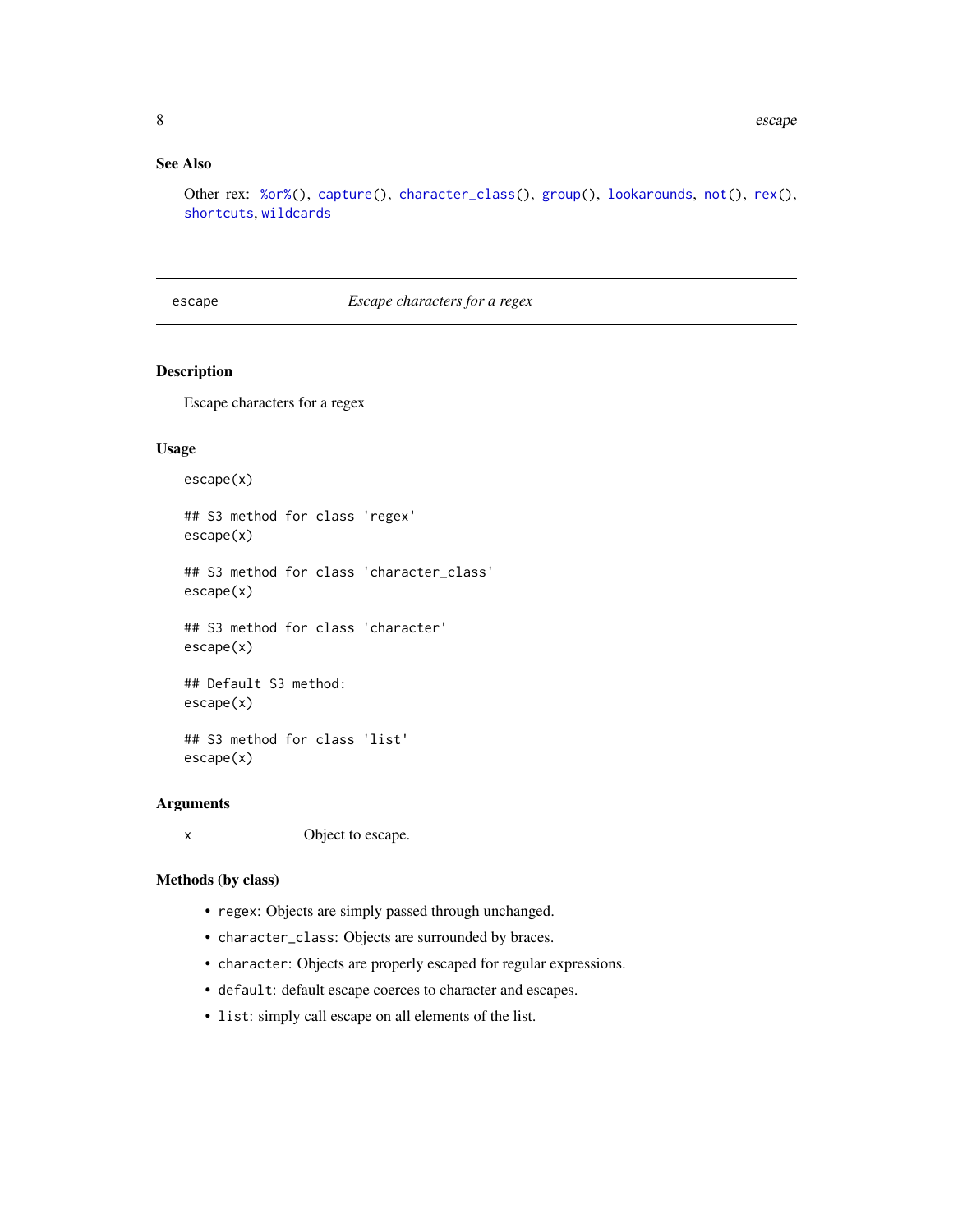### See Also

Other rex: `%or%`(), `capture`(), `character_class`(), `group`(), `lookarounds`, `not`(), `rex`(), `shortcuts`, `wildcards`

---

## escape — *Escape characters for a regex*

### Description

Escape characters for a regex

### Usage

```
escape(x)

## S3 method for class 'regex'
escape(x)

## S3 method for class 'character_class'
escape(x)

## S3 method for class 'character'
escape(x)

## Default S3 method:
escape(x)

## S3 method for class 'list'
escape(x)
```

### Arguments

| | |
|---|---|
| x | Object to escape. |

### Methods (by class)

- `regex`: Objects are simply passed through unchanged.
- `character_class`: Objects are surrounded by braces.
- `character`: Objects are properly escaped for regular expressions.
- `default`: default escape coerces to character and escapes.
- `list`: simply call escape on all elements of the list.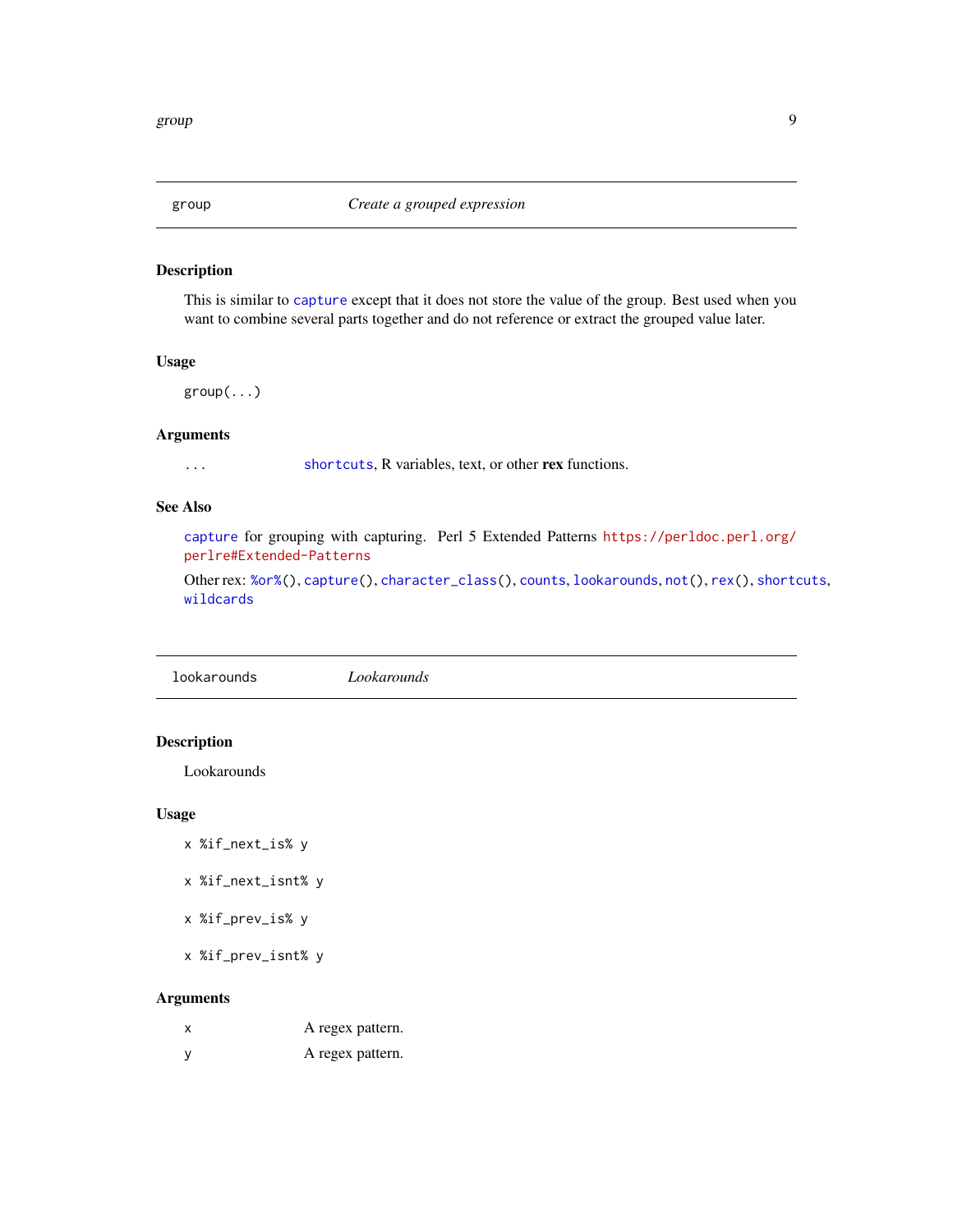## group — *Create a grouped expression*

### Description

This is similar to capture except that it does not store the value of the group. Best used when you want to combine several parts together and do not reference or extract the grouped value later.

### Usage

```
group(...)
```

### Arguments

| | |
|---|---|
| ... | shortcuts, R variables, text, or other **rex** functions. |

### See Also

capture for grouping with capturing. Perl 5 Extended Patterns https://perldoc.perl.org/perlre#Extended-Patterns

Other rex: %or%(), capture(), character_class(), counts, lookarounds, not(), rex(), shortcuts, wildcards

## lookarounds — *Lookarounds*

### Description

Lookarounds

### Usage

```
x %if_next_is% y

x %if_next_isnt% y

x %if_prev_is% y

x %if_prev_isnt% y
```

### Arguments

| | |
|---|---|
| x | A regex pattern. |
| y | A regex pattern. |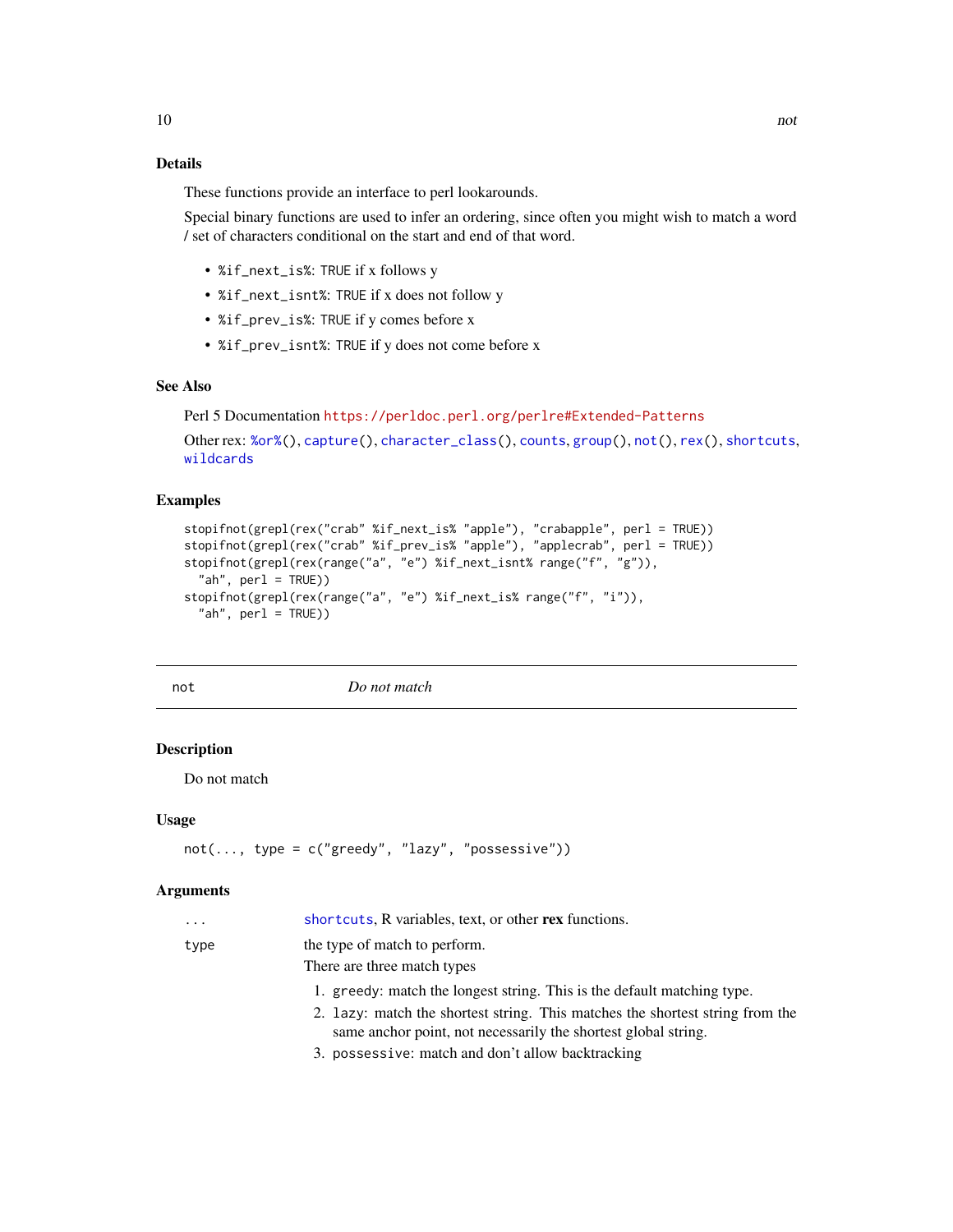### Details

These functions provide an interface to perl lookarounds.

Special binary functions are used to infer an ordering, since often you might wish to match a word / set of characters conditional on the start and end of that word.

- `%if_next_is%`: TRUE if x follows y
- `%if_next_isnt%`: TRUE if x does not follow y
- `%if_prev_is%`: TRUE if y comes before x
- `%if_prev_isnt%`: TRUE if y does not come before x

### See Also

Perl 5 Documentation https://perldoc.perl.org/perlre#Extended-Patterns

Other rex: `%or%()`, `capture()`, `character_class()`, `counts`, `group()`, `not()`, `rex()`, `shortcuts`, `wildcards`

### Examples

```
stopifnot(grepl(rex("crab" %if_next_is% "apple"), "crabapple", perl = TRUE))
stopifnot(grepl(rex("crab" %if_prev_is% "apple"), "applecrab", perl = TRUE))
stopifnot(grepl(rex(range("a", "e") %if_next_isnt% range("f", "g")),
  "ah", perl = TRUE))
stopifnot(grepl(rex(range("a", "e") %if_next_is% range("f", "i")),
  "ah", perl = TRUE))
```

---

## not — *Do not match*

---

### Description

Do not match

### Usage

```
not(..., type = c("greedy", "lazy", "possessive"))
```

### Arguments

| | |
|---|---|
| `...` | `shortcuts`, R variables, text, or other **rex** functions. |
| `type` | the type of match to perform. There are three match types<br>1. `greedy`: match the longest string. This is the default matching type.<br>2. `lazy`: match the shortest string. This matches the shortest string from the same anchor point, not necessarily the shortest global string.<br>3. `possessive`: match and don't allow backtracking |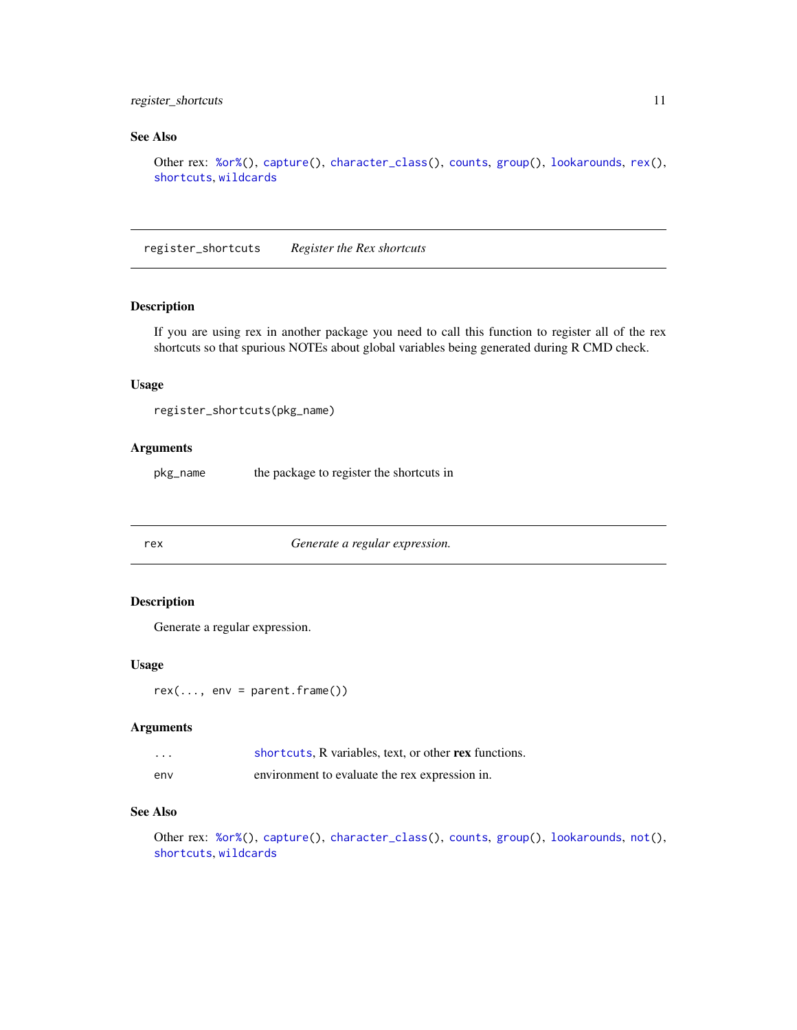## See Also

Other rex: `%or%`(), `capture`(), `character_class`(), `counts`, `group`(), `lookarounds`, `rex`(), `shortcuts`, `wildcards`

---

# register_shortcuts — *Register the Rex shortcuts*

## Description

If you are using rex in another package you need to call this function to register all of the rex shortcuts so that spurious NOTEs about global variables being generated during R CMD check.

## Usage

```
register_shortcuts(pkg_name)
```

## Arguments

| | |
|---|---|
| `pkg_name` | the package to register the shortcuts in |

---

# rex — *Generate a regular expression.*

## Description

Generate a regular expression.

## Usage

```
rex(..., env = parent.frame())
```

## Arguments

| | |
|---|---|
| `...` | `shortcuts`, R variables, text, or other **rex** functions. |
| `env` | environment to evaluate the rex expression in. |

## See Also

Other rex: `%or%`(), `capture`(), `character_class`(), `counts`, `group`(), `lookarounds`, `not`(), `shortcuts`, `wildcards`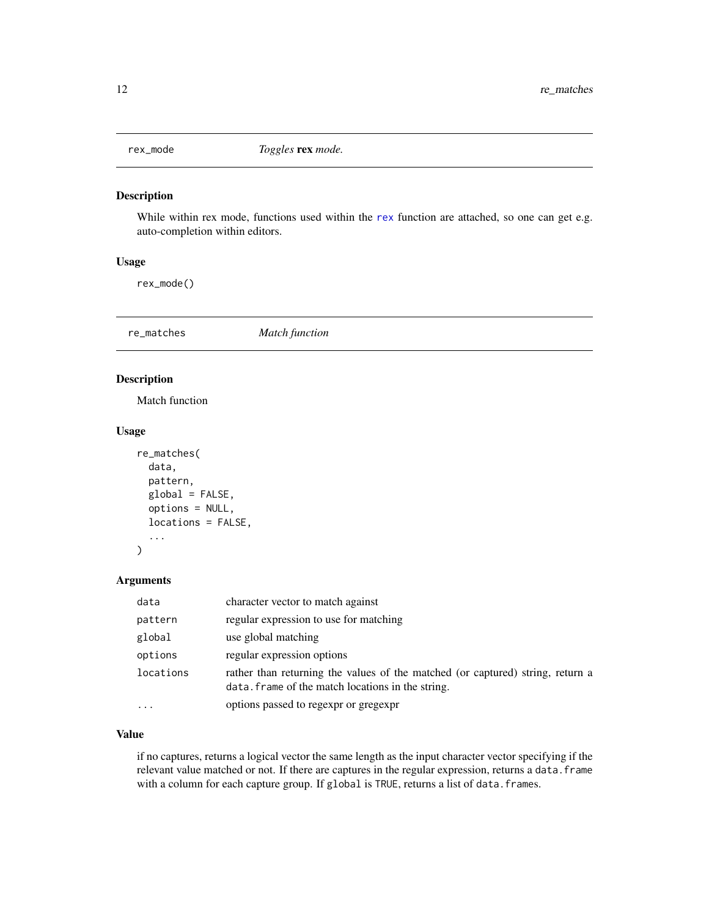## rex_mode — *Toggles* **rex** *mode.*

### Description

While within rex mode, functions used within the rex function are attached, so one can get e.g. auto-completion within editors.

### Usage

```
rex_mode()
```

## re_matches — *Match function*

### Description

Match function

### Usage

```
re_matches(
  data,
  pattern,
  global = FALSE,
  options = NULL,
  locations = FALSE,
  ...
)
```

### Arguments

| | |
|---|---|
| `data` | character vector to match against |
| `pattern` | regular expression to use for matching |
| `global` | use global matching |
| `options` | regular expression options |
| `locations` | rather than returning the values of the matched (or captured) string, return a `data.frame` of the match locations in the string. |
| `...` | options passed to regexpr or gregexpr |

### Value

if no captures, returns a logical vector the same length as the input character vector specifying if the relevant value matched or not. If there are captures in the regular expression, returns a `data.frame` with a column for each capture group. If `global` is `TRUE`, returns a list of `data.frames`.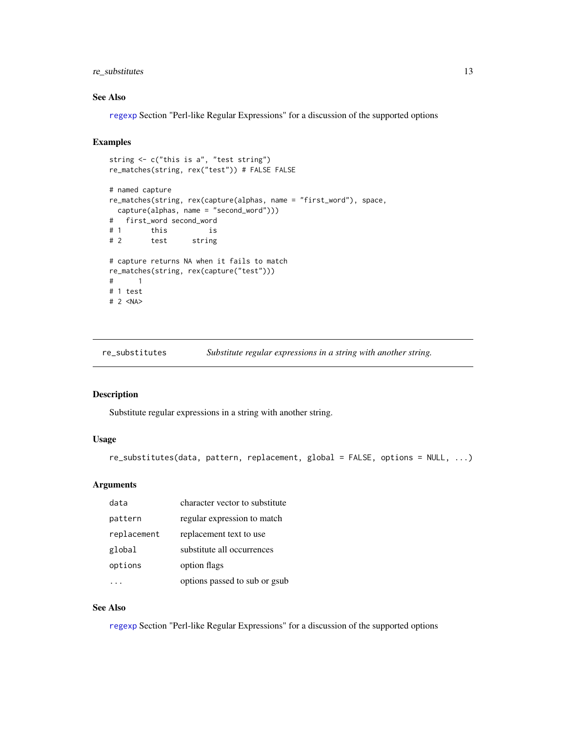### See Also

regexp Section "Perl-like Regular Expressions" for a discussion of the supported options

### Examples

```
string <- c("this is a", "test string")
re_matches(string, rex("test")) # FALSE FALSE

# named capture
re_matches(string, rex(capture(alphas, name = "first_word"), space,
  capture(alphas, name = "second_word")))
#   first_word second_word
# 1       this          is
# 2       test      string

# capture returns NA when it fails to match
re_matches(string, rex(capture("test")))
#      1
# 1 test
# 2 <NA>
```

---

`re_substitutes` *Substitute regular expressions in a string with another string.*

---

### Description

Substitute regular expressions in a string with another string.

### Usage

```
re_substitutes(data, pattern, replacement, global = FALSE, options = NULL, ...)
```

### Arguments

| | |
|---|---|
| data | character vector to substitute |
| pattern | regular expression to match |
| replacement | replacement text to use |
| global | substitute all occurrences |
| options | option flags |
| ... | options passed to sub or gsub |

### See Also

regexp Section "Perl-like Regular Expressions" for a discussion of the supported options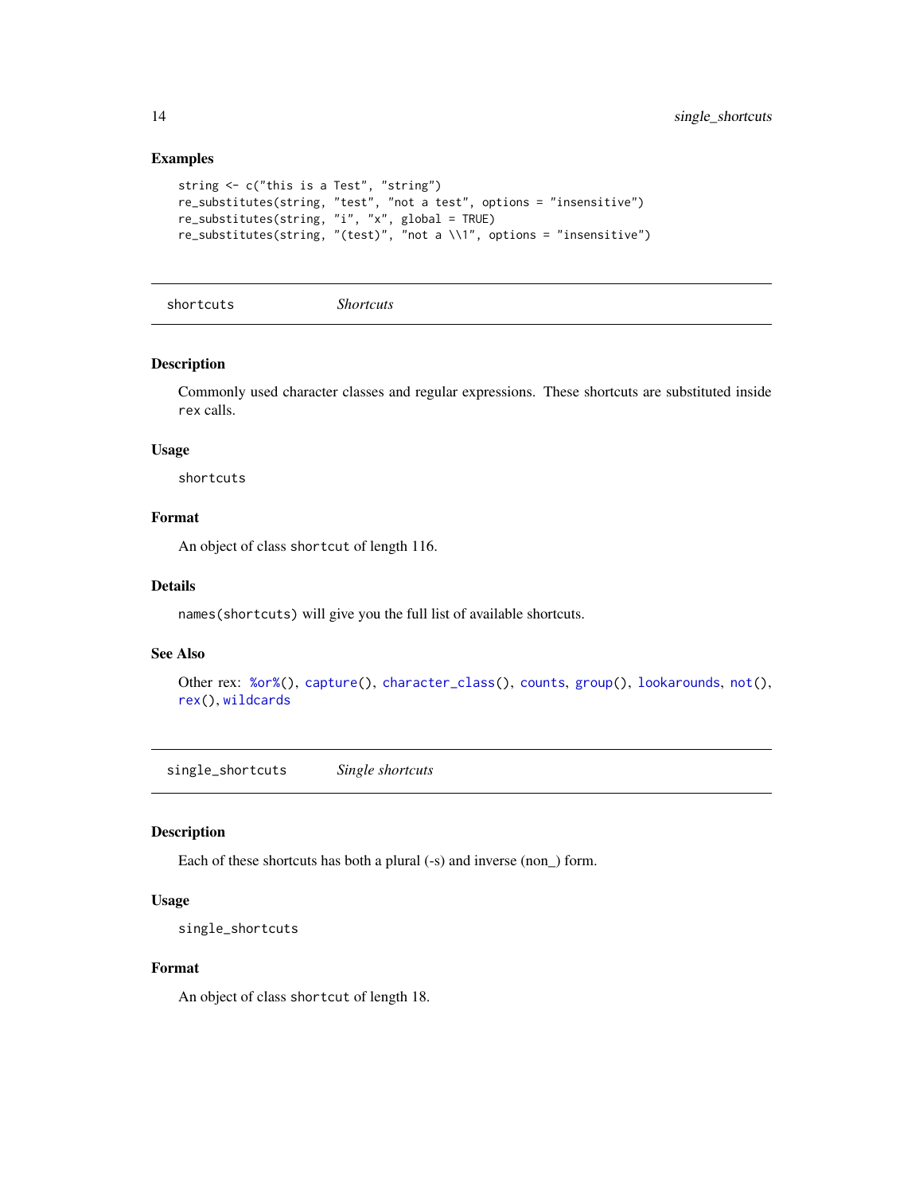## Examples

```
string <- c("this is a Test", "string")
re_substitutes(string, "test", "not a test", options = "insensitive")
re_substitutes(string, "i", "x", global = TRUE)
re_substitutes(string, "(test)", "not a \\1", options = "insensitive")
```

---

# shortcuts *Shortcuts*

---

### Description

Commonly used character classes and regular expressions. These shortcuts are substituted inside `rex` calls.

### Usage

```
shortcuts
```

### Format

An object of class `shortcut` of length 116.

### Details

`names(shortcuts)` will give you the full list of available shortcuts.

### See Also

Other rex: `%or%()`, `capture()`, `character_class()`, `counts`, `group()`, `lookarounds`, `not()`, `rex()`, `wildcards`

---

# single_shortcuts *Single shortcuts*

---

### Description

Each of these shortcuts has both a plural (-s) and inverse (non_) form.

### Usage

```
single_shortcuts
```

### Format

An object of class `shortcut` of length 18.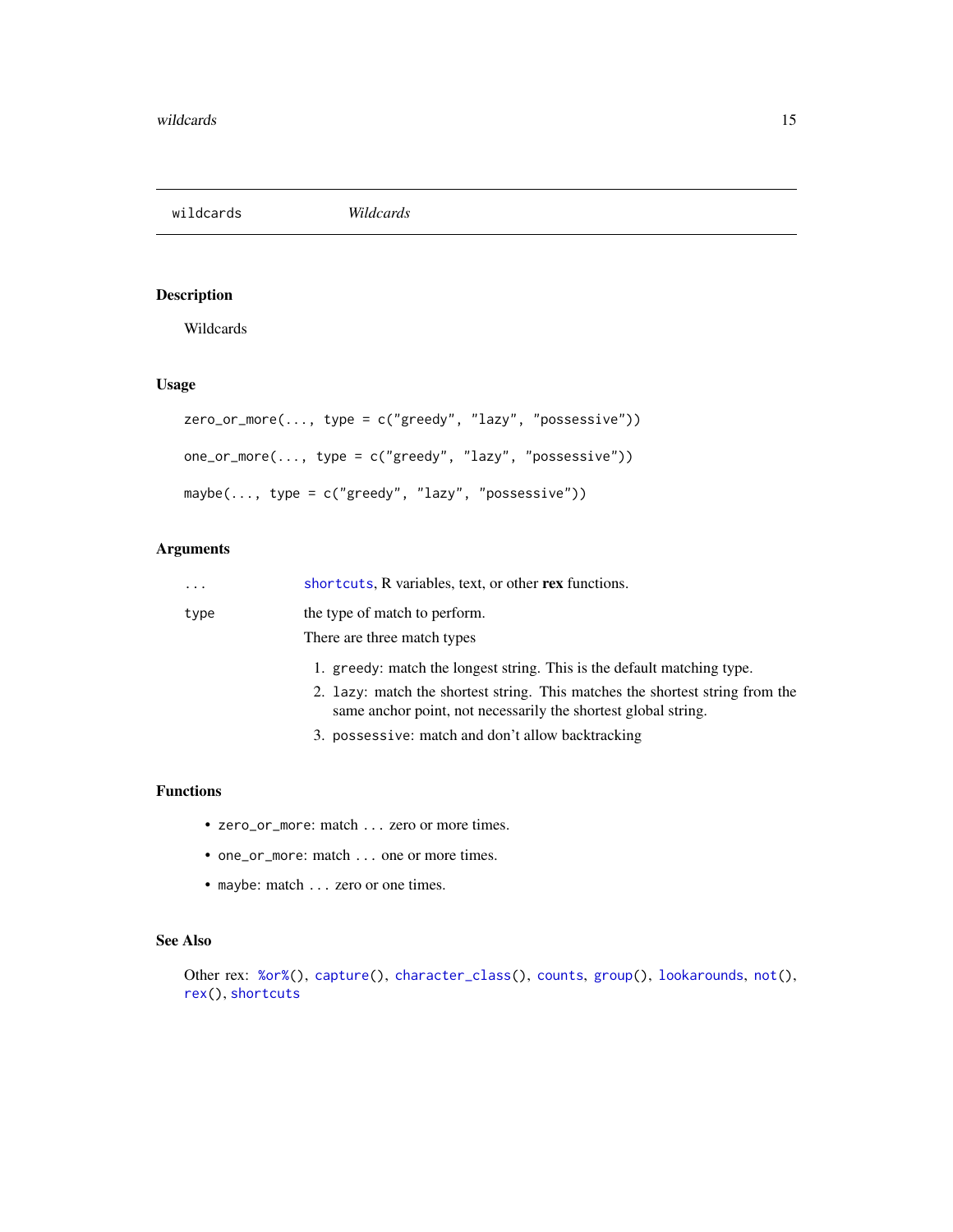wildcards *Wildcards*

## Description

Wildcards

## Usage

```
zero_or_more(..., type = c("greedy", "lazy", "possessive"))

one_or_more(..., type = c("greedy", "lazy", "possessive"))

maybe(..., type = c("greedy", "lazy", "possessive"))
```

## Arguments

`...` shortcuts, R variables, text, or other **rex** functions.

`type` the type of match to perform.

There are three match types

1. `greedy`: match the longest string. This is the default matching type.
2. `lazy`: match the shortest string. This matches the shortest string from the same anchor point, not necessarily the shortest global string.
3. `possessive`: match and don't allow backtracking

## Functions

- `zero_or_more`: match `...` zero or more times.
- `one_or_more`: match `...` one or more times.
- `maybe`: match `...` zero or one times.

## See Also

Other rex: `%or%()`, `capture()`, `character_class()`, `counts`, `group()`, `lookarounds`, `not()`, `rex()`, `shortcuts`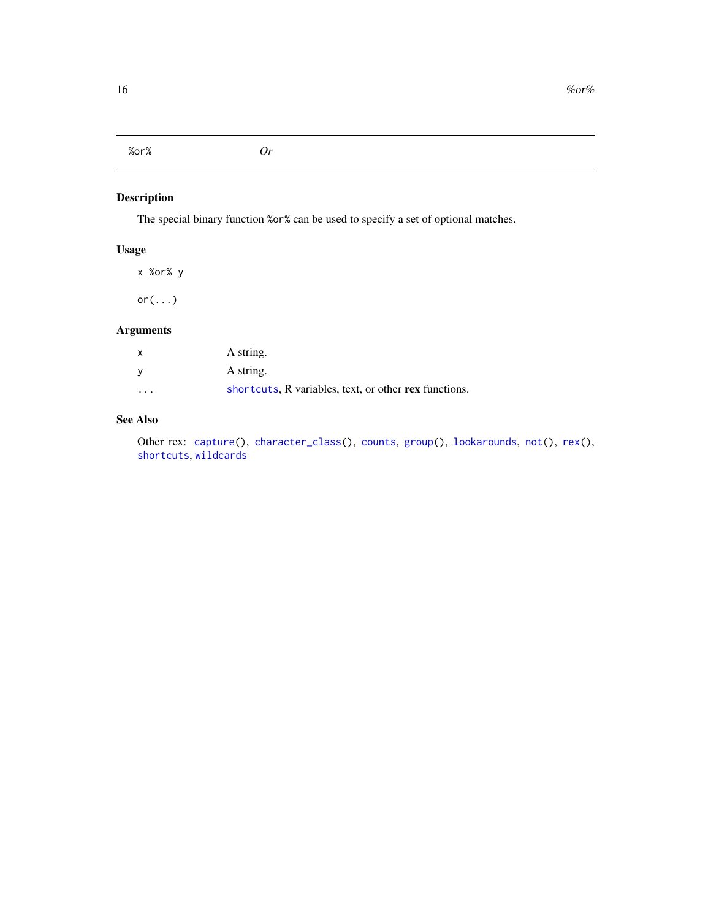# %or%    *Or*

## Description

The special binary function `%or%` can be used to specify a set of optional matches.

## Usage

```
x %or% y

or(...)
```

## Arguments

| | |
|---|---|
| `x` | A string. |
| `y` | A string. |
| `...` | `shortcuts`, R variables, text, or other **rex** functions. |

## See Also

Other rex: `capture()`, `character_class()`, `counts`, `group()`, `lookarounds`, `not()`, `rex()`, `shortcuts`, `wildcards`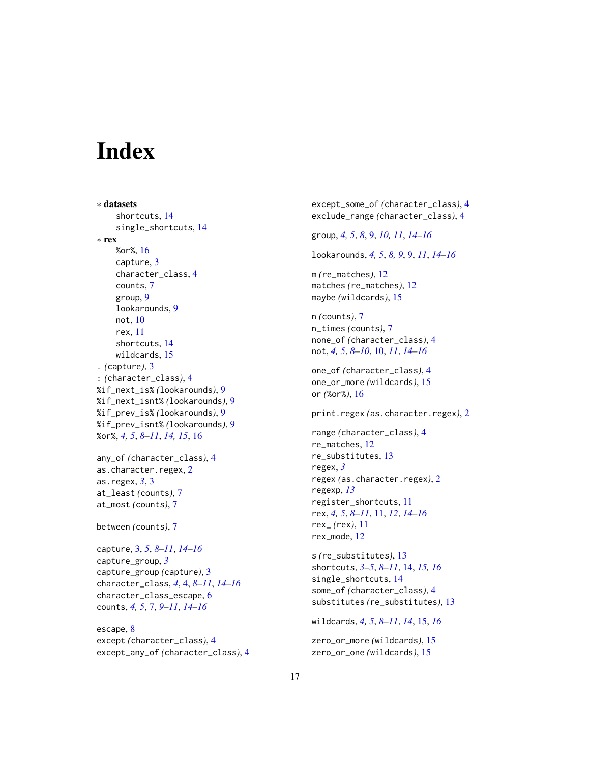# Index

∗ **datasets**
  shortcuts, 14
  single_shortcuts, 14

∗ **rex**
  %or%, 16
  capture, 3
  character_class, 4
  counts, 7
  group, 9
  lookarounds, 9
  not, 10
  rex, 11
  shortcuts, 14
  wildcards, 15

. *(capture)*, 3
: *(character_class)*, 4
%if_next_is% *(lookarounds)*, 9
%if_next_isnt% *(lookarounds)*, 9
%if_prev_is% *(lookarounds)*, 9
%if_prev_isnt% *(lookarounds)*, 9
%or%, *4, 5*, *8–11*, *14, 15*, 16

any_of *(character_class)*, 4
as.character.regex, 2
as.regex, *3*, 3
at_least *(counts)*, 7
at_most *(counts)*, 7

between *(counts)*, 7

capture, 3, *5*, *8–11*, *14–16*
capture_group, *3*
capture_group *(capture)*, 3
character_class, *4*, 4, *8–11*, *14–16*
character_class_escape, 6
counts, *4, 5*, 7, *9–11*, *14–16*

escape, 8
except *(character_class)*, 4
except_any_of *(character_class)*, 4
except_some_of *(character_class)*, 4
exclude_range *(character_class)*, 4

group, *4, 5*, *8*, 9, *10, 11*, *14–16*

lookarounds, *4, 5*, *8, 9*, 9, *11*, *14–16*

m *(re_matches)*, 12
matches *(re_matches)*, 12
maybe *(wildcards)*, 15

n *(counts)*, 7
n_times *(counts)*, 7
none_of *(character_class)*, 4
not, *4, 5*, *8–10*, 10, *11*, *14–16*

one_of *(character_class)*, 4
one_or_more *(wildcards)*, 15
or *(%or%)*, 16

print.regex *(as.character.regex)*, 2

range *(character_class)*, 4
re_matches, 12
re_substitutes, 13
regex, *3*
regex *(as.character.regex)*, 2
regexp, *13*
register_shortcuts, 11
rex, *4, 5*, *8–11*, 11, *12*, *14–16*
rex_ *(rex)*, 11
rex_mode, 12

s *(re_substitutes)*, 13
shortcuts, *3–5*, *8–11*, 14, *15, 16*
single_shortcuts, 14
some_of *(character_class)*, 4
substitutes *(re_substitutes)*, 13

wildcards, *4, 5*, *8–11*, *14*, 15, *16*

zero_or_more *(wildcards)*, 15
zero_or_one *(wildcards)*, 15